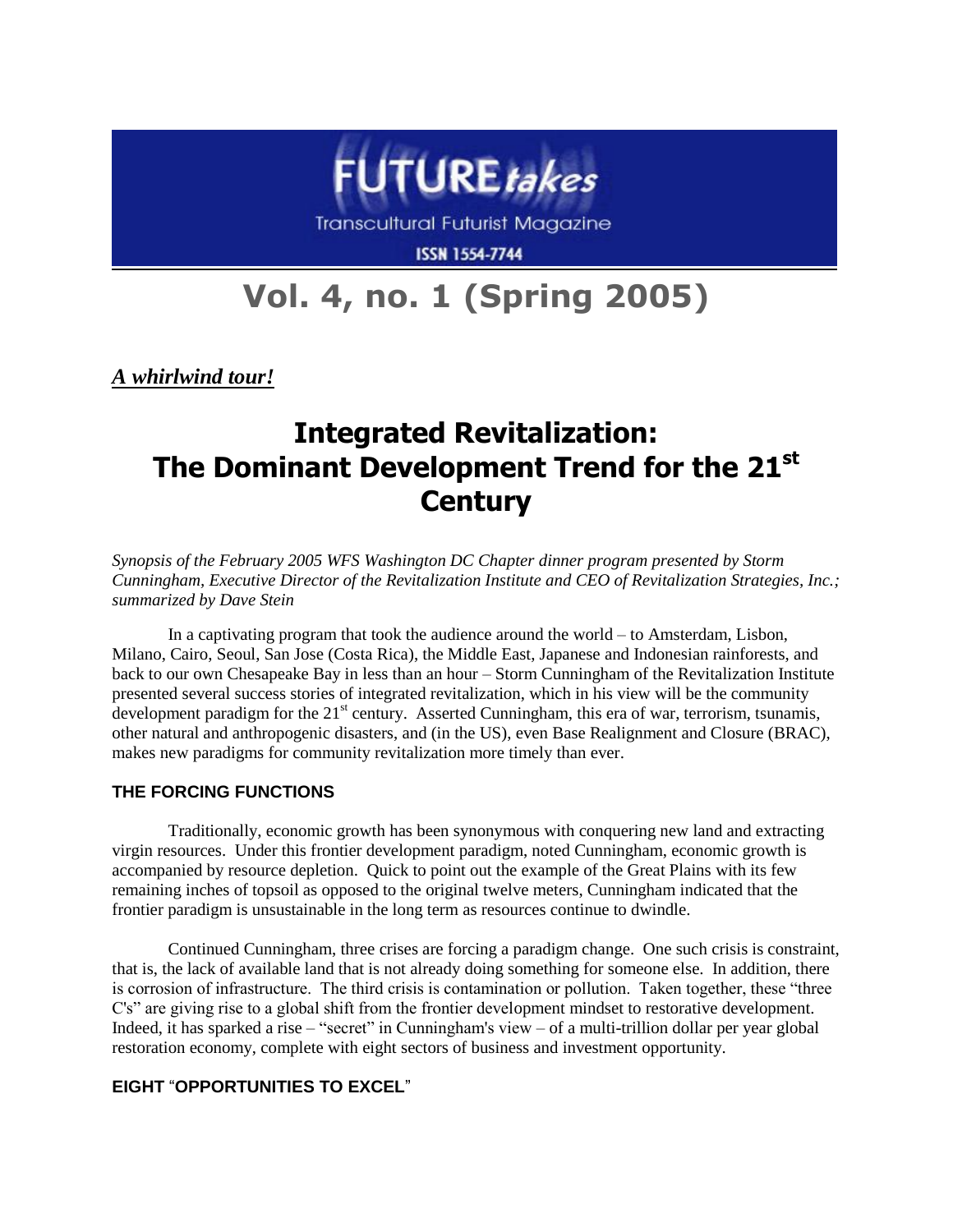# FUTURE*takes*

Transcultural Futurist Magazine

ISSN 1554-7744

# Vol. 4, no. 1 (Spring 2005)

***A whirlwind tour!***

# Integrated Revitalization: The Dominant Development Trend for the 21st Century

*Synopsis of the February 2005 WFS Washington DC Chapter dinner program presented by Storm Cunningham, Executive Director of the Revitalization Institute and CEO of Revitalization Strategies, Inc.; summarized by Dave Stein*

In a captivating program that took the audience around the world – to Amsterdam, Lisbon, Milano, Cairo, Seoul, San Jose (Costa Rica), the Middle East, Japanese and Indonesian rainforests, and back to our own Chesapeake Bay in less than an hour – Storm Cunningham of the Revitalization Institute presented several success stories of integrated revitalization, which in his view will be the community development paradigm for the 21st century. Asserted Cunningham, this era of war, terrorism, tsunamis, other natural and anthropogenic disasters, and (in the US), even Base Realignment and Closure (BRAC), makes new paradigms for community revitalization more timely than ever.

### THE FORCING FUNCTIONS

Traditionally, economic growth has been synonymous with conquering new land and extracting virgin resources. Under this frontier development paradigm, noted Cunningham, economic growth is accompanied by resource depletion. Quick to point out the example of the Great Plains with its few remaining inches of topsoil as opposed to the original twelve meters, Cunningham indicated that the frontier paradigm is unsustainable in the long term as resources continue to dwindle.

Continued Cunningham, three crises are forcing a paradigm change. One such crisis is constraint, that is, the lack of available land that is not already doing something for someone else. In addition, there is corrosion of infrastructure. The third crisis is contamination or pollution. Taken together, these "three C's" are giving rise to a global shift from the frontier development mindset to restorative development. Indeed, it has sparked a rise – "secret" in Cunningham's view – of a multi-trillion dollar per year global restoration economy, complete with eight sectors of business and investment opportunity.

### EIGHT "OPPORTUNITIES TO EXCEL"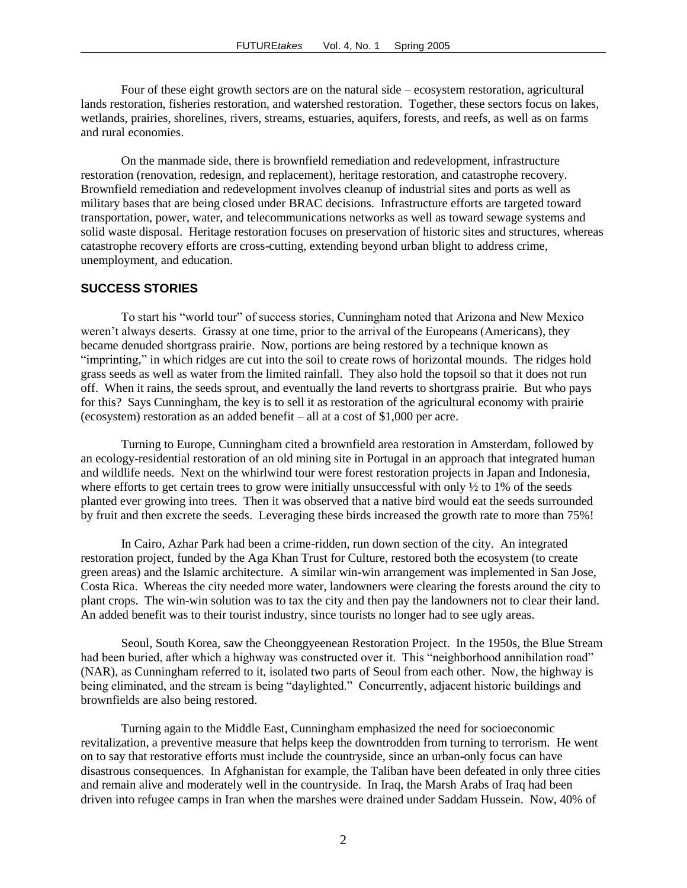Four of these eight growth sectors are on the natural side – ecosystem restoration, agricultural lands restoration, fisheries restoration, and watershed restoration. Together, these sectors focus on lakes, wetlands, prairies, shorelines, rivers, streams, estuaries, aquifers, forests, and reefs, as well as on farms and rural economies.

On the manmade side, there is brownfield remediation and redevelopment, infrastructure restoration (renovation, redesign, and replacement), heritage restoration, and catastrophe recovery. Brownfield remediation and redevelopment involves cleanup of industrial sites and ports as well as military bases that are being closed under BRAC decisions. Infrastructure efforts are targeted toward transportation, power, water, and telecommunications networks as well as toward sewage systems and solid waste disposal. Heritage restoration focuses on preservation of historic sites and structures, whereas catastrophe recovery efforts are cross-cutting, extending beyond urban blight to address crime, unemployment, and education.

## SUCCESS STORIES

To start his "world tour" of success stories, Cunningham noted that Arizona and New Mexico weren't always deserts. Grassy at one time, prior to the arrival of the Europeans (Americans), they became denuded shortgrass prairie. Now, portions are being restored by a technique known as "imprinting," in which ridges are cut into the soil to create rows of horizontal mounds. The ridges hold grass seeds as well as water from the limited rainfall. They also hold the topsoil so that it does not run off. When it rains, the seeds sprout, and eventually the land reverts to shortgrass prairie. But who pays for this? Says Cunningham, the key is to sell it as restoration of the agricultural economy with prairie (ecosystem) restoration as an added benefit – all at a cost of $1,000 per acre.

Turning to Europe, Cunningham cited a brownfield area restoration in Amsterdam, followed by an ecology-residential restoration of an old mining site in Portugal in an approach that integrated human and wildlife needs. Next on the whirlwind tour were forest restoration projects in Japan and Indonesia, where efforts to get certain trees to grow were initially unsuccessful with only ½ to 1% of the seeds planted ever growing into trees. Then it was observed that a native bird would eat the seeds surrounded by fruit and then excrete the seeds. Leveraging these birds increased the growth rate to more than 75%!

In Cairo, Azhar Park had been a crime-ridden, run down section of the city. An integrated restoration project, funded by the Aga Khan Trust for Culture, restored both the ecosystem (to create green areas) and the Islamic architecture. A similar win-win arrangement was implemented in San Jose, Costa Rica. Whereas the city needed more water, landowners were clearing the forests around the city to plant crops. The win-win solution was to tax the city and then pay the landowners not to clear their land. An added benefit was to their tourist industry, since tourists no longer had to see ugly areas.

Seoul, South Korea, saw the Cheonggyeenean Restoration Project. In the 1950s, the Blue Stream had been buried, after which a highway was constructed over it. This "neighborhood annihilation road" (NAR), as Cunningham referred to it, isolated two parts of Seoul from each other. Now, the highway is being eliminated, and the stream is being "daylighted." Concurrently, adjacent historic buildings and brownfields are also being restored.

Turning again to the Middle East, Cunningham emphasized the need for socioeconomic revitalization, a preventive measure that helps keep the downtrodden from turning to terrorism. He went on to say that restorative efforts must include the countryside, since an urban-only focus can have disastrous consequences. In Afghanistan for example, the Taliban have been defeated in only three cities and remain alive and moderately well in the countryside. In Iraq, the Marsh Arabs of Iraq had been driven into refugee camps in Iran when the marshes were drained under Saddam Hussein. Now, 40% of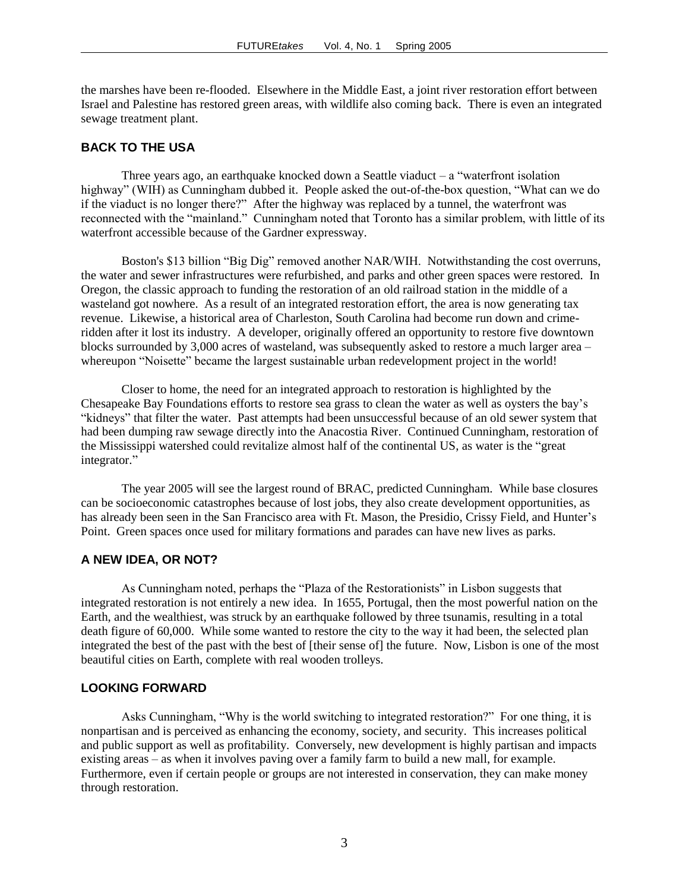the marshes have been re-flooded. Elsewhere in the Middle East, a joint river restoration effort between Israel and Palestine has restored green areas, with wildlife also coming back. There is even an integrated sewage treatment plant.

## BACK TO THE USA

Three years ago, an earthquake knocked down a Seattle viaduct – a "waterfront isolation highway" (WIH) as Cunningham dubbed it. People asked the out-of-the-box question, "What can we do if the viaduct is no longer there?" After the highway was replaced by a tunnel, the waterfront was reconnected with the "mainland." Cunningham noted that Toronto has a similar problem, with little of its waterfront accessible because of the Gardner expressway.

Boston's $13 billion "Big Dig" removed another NAR/WIH. Notwithstanding the cost overruns, the water and sewer infrastructures were refurbished, and parks and other green spaces were restored. In Oregon, the classic approach to funding the restoration of an old railroad station in the middle of a wasteland got nowhere. As a result of an integrated restoration effort, the area is now generating tax revenue. Likewise, a historical area of Charleston, South Carolina had become run down and crime-ridden after it lost its industry. A developer, originally offered an opportunity to restore five downtown blocks surrounded by 3,000 acres of wasteland, was subsequently asked to restore a much larger area – whereupon "Noisette" became the largest sustainable urban redevelopment project in the world!

Closer to home, the need for an integrated approach to restoration is highlighted by the Chesapeake Bay Foundations efforts to restore sea grass to clean the water as well as oysters the bay's "kidneys" that filter the water. Past attempts had been unsuccessful because of an old sewer system that had been dumping raw sewage directly into the Anacostia River. Continued Cunningham, restoration of the Mississippi watershed could revitalize almost half of the continental US, as water is the "great integrator."

The year 2005 will see the largest round of BRAC, predicted Cunningham. While base closures can be socioeconomic catastrophes because of lost jobs, they also create development opportunities, as has already been seen in the San Francisco area with Ft. Mason, the Presidio, Crissy Field, and Hunter's Point. Green spaces once used for military formations and parades can have new lives as parks.

## A NEW IDEA, OR NOT?

As Cunningham noted, perhaps the "Plaza of the Restorationists" in Lisbon suggests that integrated restoration is not entirely a new idea. In 1655, Portugal, then the most powerful nation on the Earth, and the wealthiest, was struck by an earthquake followed by three tsunamis, resulting in a total death figure of 60,000. While some wanted to restore the city to the way it had been, the selected plan integrated the best of the past with the best of [their sense of] the future. Now, Lisbon is one of the most beautiful cities on Earth, complete with real wooden trolleys.

## LOOKING FORWARD

Asks Cunningham, "Why is the world switching to integrated restoration?" For one thing, it is nonpartisan and is perceived as enhancing the economy, society, and security. This increases political and public support as well as profitability. Conversely, new development is highly partisan and impacts existing areas – as when it involves paving over a family farm to build a new mall, for example. Furthermore, even if certain people or groups are not interested in conservation, they can make money through restoration.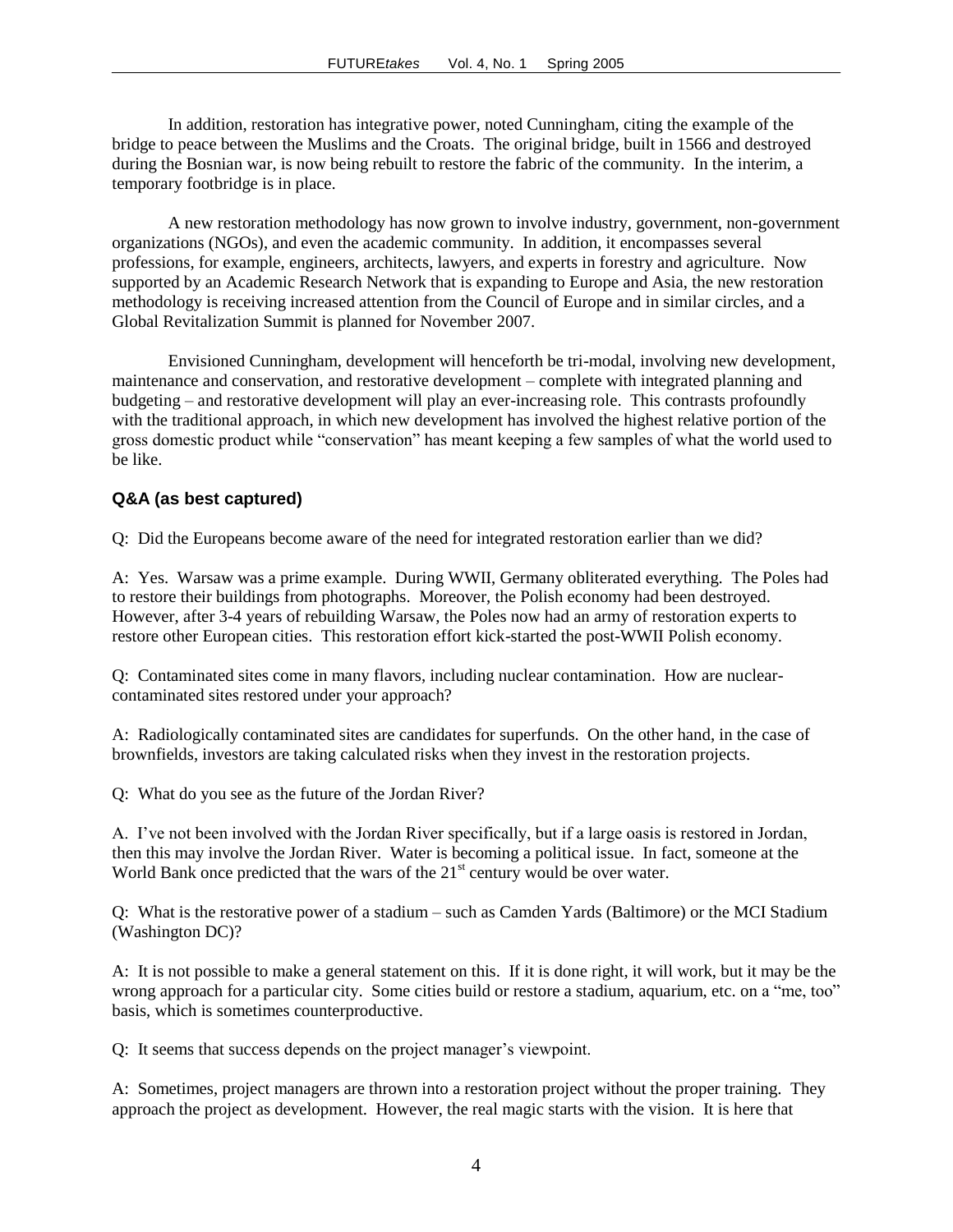In addition, restoration has integrative power, noted Cunningham, citing the example of the bridge to peace between the Muslims and the Croats. The original bridge, built in 1566 and destroyed during the Bosnian war, is now being rebuilt to restore the fabric of the community. In the interim, a temporary footbridge is in place.

A new restoration methodology has now grown to involve industry, government, non-government organizations (NGOs), and even the academic community. In addition, it encompasses several professions, for example, engineers, architects, lawyers, and experts in forestry and agriculture. Now supported by an Academic Research Network that is expanding to Europe and Asia, the new restoration methodology is receiving increased attention from the Council of Europe and in similar circles, and a Global Revitalization Summit is planned for November 2007.

Envisioned Cunningham, development will henceforth be tri-modal, involving new development, maintenance and conservation, and restorative development – complete with integrated planning and budgeting – and restorative development will play an ever-increasing role. This contrasts profoundly with the traditional approach, in which new development has involved the highest relative portion of the gross domestic product while "conservation" has meant keeping a few samples of what the world used to be like.

### Q&A (as best captured)

Q: Did the Europeans become aware of the need for integrated restoration earlier than we did?

A: Yes. Warsaw was a prime example. During WWII, Germany obliterated everything. The Poles had to restore their buildings from photographs. Moreover, the Polish economy had been destroyed. However, after 3-4 years of rebuilding Warsaw, the Poles now had an army of restoration experts to restore other European cities. This restoration effort kick-started the post-WWII Polish economy.

Q: Contaminated sites come in many flavors, including nuclear contamination. How are nuclear-contaminated sites restored under your approach?

A: Radiologically contaminated sites are candidates for superfunds. On the other hand, in the case of brownfields, investors are taking calculated risks when they invest in the restoration projects.

Q: What do you see as the future of the Jordan River?

A. I've not been involved with the Jordan River specifically, but if a large oasis is restored in Jordan, then this may involve the Jordan River. Water is becoming a political issue. In fact, someone at the World Bank once predicted that the wars of the 21st century would be over water.

Q: What is the restorative power of a stadium – such as Camden Yards (Baltimore) or the MCI Stadium (Washington DC)?

A: It is not possible to make a general statement on this. If it is done right, it will work, but it may be the wrong approach for a particular city. Some cities build or restore a stadium, aquarium, etc. on a "me, too" basis, which is sometimes counterproductive.

Q: It seems that success depends on the project manager's viewpoint.

A: Sometimes, project managers are thrown into a restoration project without the proper training. They approach the project as development. However, the real magic starts with the vision. It is here that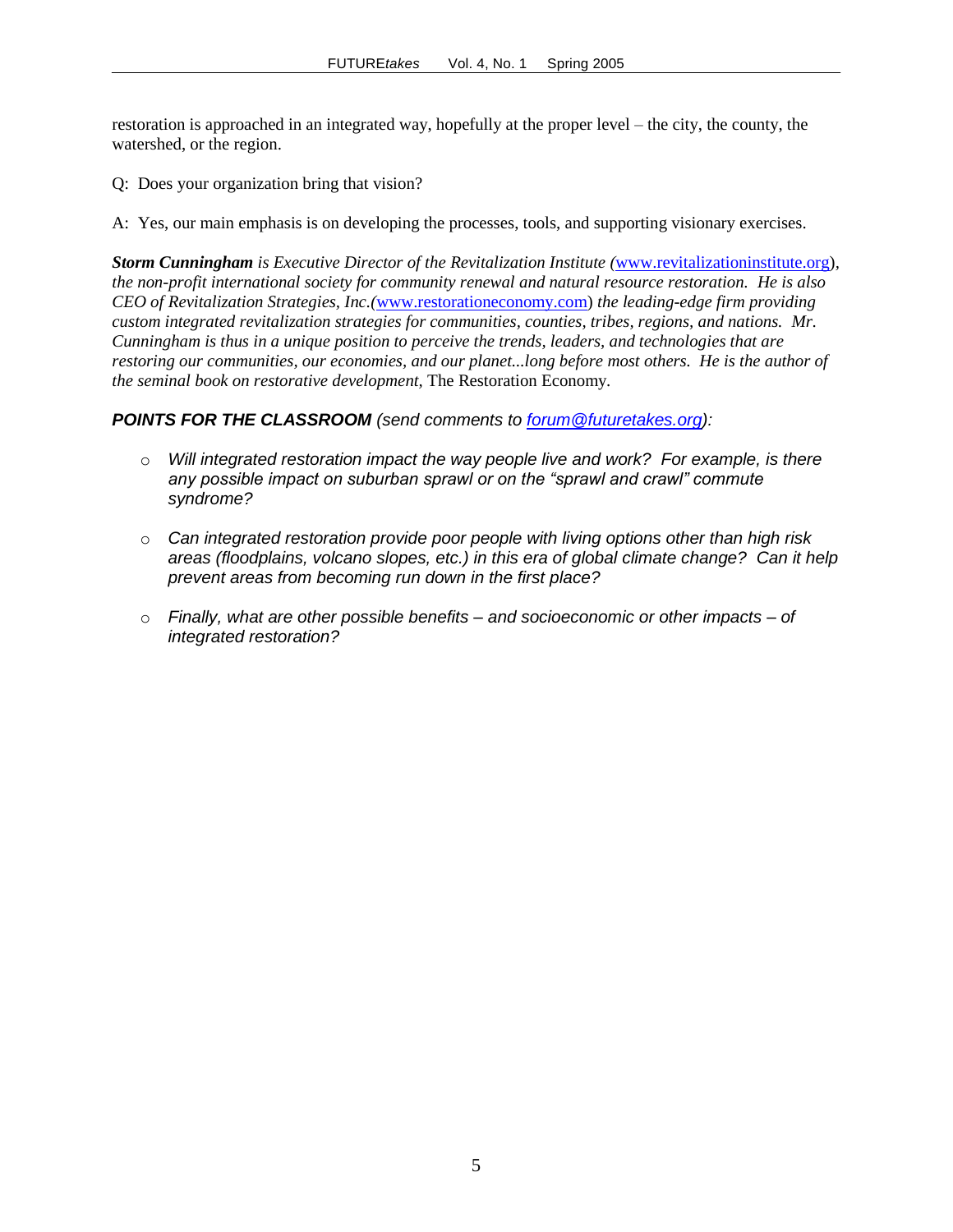restoration is approached in an integrated way, hopefully at the proper level – the city, the county, the watershed, or the region.

Q: Does your organization bring that vision?

A: Yes, our main emphasis is on developing the processes, tools, and supporting visionary exercises.

***Storm Cunningham*** *is Executive Director of the Revitalization Institute (*www.revitalizationinstitute.org*), the non-profit international society for community renewal and natural resource restoration. He is also CEO of Revitalization Strategies, Inc.(*www.restorationeconomy.com*) the leading-edge firm providing custom integrated revitalization strategies for communities, counties, tribes, regions, and nations. Mr. Cunningham is thus in a unique position to perceive the trends, leaders, and technologies that are restoring our communities, our economies, and our planet...long before most others. He is the author of the seminal book on restorative development,* The Restoration Economy.

***POINTS FOR THE CLASSROOM*** *(send comments to forum@futuretakes.org):*

- *Will integrated restoration impact the way people live and work? For example, is there any possible impact on suburban sprawl or on the "sprawl and crawl" commute syndrome?*
- *Can integrated restoration provide poor people with living options other than high risk areas (floodplains, volcano slopes, etc.) in this era of global climate change? Can it help prevent areas from becoming run down in the first place?*
- *Finally, what are other possible benefits – and socioeconomic or other impacts – of integrated restoration?*